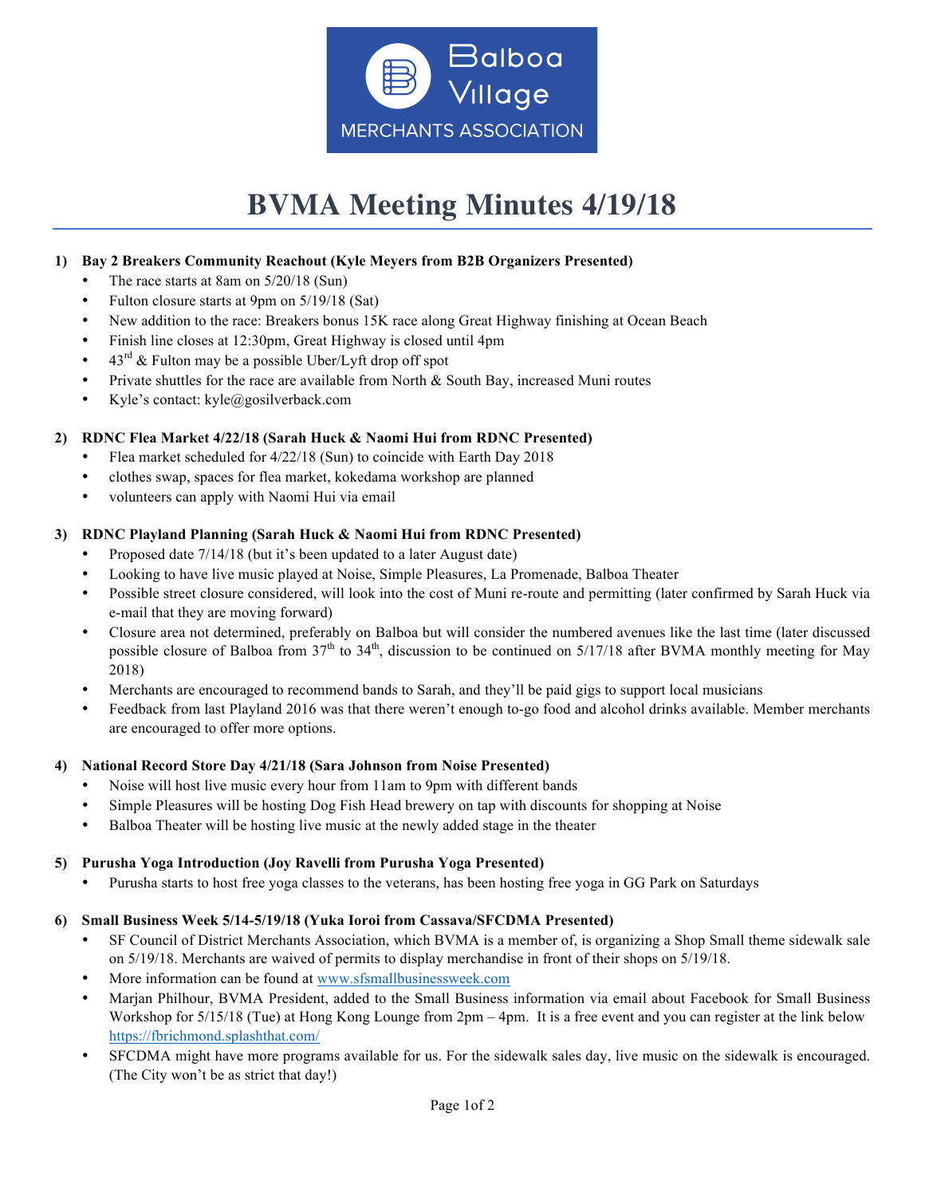Balboa Village MERCHANTS ASSOCIATION

# BVMA Meeting Minutes 4/19/18

**1) Bay 2 Breakers Community Reachout (Kyle Meyers from B2B Organizers Presented)**

- The race starts at 8am on 5/20/18 (Sun)
- Fulton closure starts at 9pm on 5/19/18 (Sat)
- New addition to the race: Breakers bonus 15K race along Great Highway finishing at Ocean Beach
- Finish line closes at 12:30pm, Great Highway is closed until 4pm
- 43rd & Fulton may be a possible Uber/Lyft drop off spot
- Private shuttles for the race are available from North & South Bay, increased Muni routes
- Kyle's contact: kyle@gosilverback.com

**2) RDNC Flea Market 4/22/18 (Sarah Huck & Naomi Hui from RDNC Presented)**

- Flea market scheduled for 4/22/18 (Sun) to coincide with Earth Day 2018
- clothes swap, spaces for flea market, kokedama workshop are planned
- volunteers can apply with Naomi Hui via email

**3) RDNC Playland Planning (Sarah Huck & Naomi Hui from RDNC Presented)**

- Proposed date 7/14/18 (but it's been updated to a later August date)
- Looking to have live music played at Noise, Simple Pleasures, La Promenade, Balboa Theater
- Possible street closure considered, will look into the cost of Muni re-route and permitting (later confirmed by Sarah Huck via e-mail that they are moving forward)
- Closure area not determined, preferably on Balboa but will consider the numbered avenues like the last time (later discussed possible closure of Balboa from 37th to 34th, discussion to be continued on 5/17/18 after BVMA monthly meeting for May 2018)
- Merchants are encouraged to recommend bands to Sarah, and they'll be paid gigs to support local musicians
- Feedback from last Playland 2016 was that there weren't enough to-go food and alcohol drinks available. Member merchants are encouraged to offer more options.

**4) National Record Store Day 4/21/18 (Sara Johnson from Noise Presented)**

- Noise will host live music every hour from 11am to 9pm with different bands
- Simple Pleasures will be hosting Dog Fish Head brewery on tap with discounts for shopping at Noise
- Balboa Theater will be hosting live music at the newly added stage in the theater

**5) Purusha Yoga Introduction (Joy Ravelli from Purusha Yoga Presented)**

- Purusha starts to host free yoga classes to the veterans, has been hosting free yoga in GG Park on Saturdays

**6) Small Business Week 5/14-5/19/18 (Yuka Ioroi from Cassava/SFCDMA Presented)**

- SF Council of District Merchants Association, which BVMA is a member of, is organizing a Shop Small theme sidewalk sale on 5/19/18. Merchants are waived of permits to display merchandise in front of their shops on 5/19/18.
- More information can be found at [www.sfsmallbusinessweek.com](http://www.sfsmallbusinessweek.com)
- Marjan Philhour, BVMA President, added to the Small Business information via email about Facebook for Small Business Workshop for 5/15/18 (Tue) at Hong Kong Lounge from 2pm – 4pm. It is a free event and you can register at the link below [https://fbrichmond.splashthat.com/](https://fbrichmond.splashthat.com/)
- SFCDMA might have more programs available for us. For the sidewalk sales day, live music on the sidewalk is encouraged. (The City won't be as strict that day!)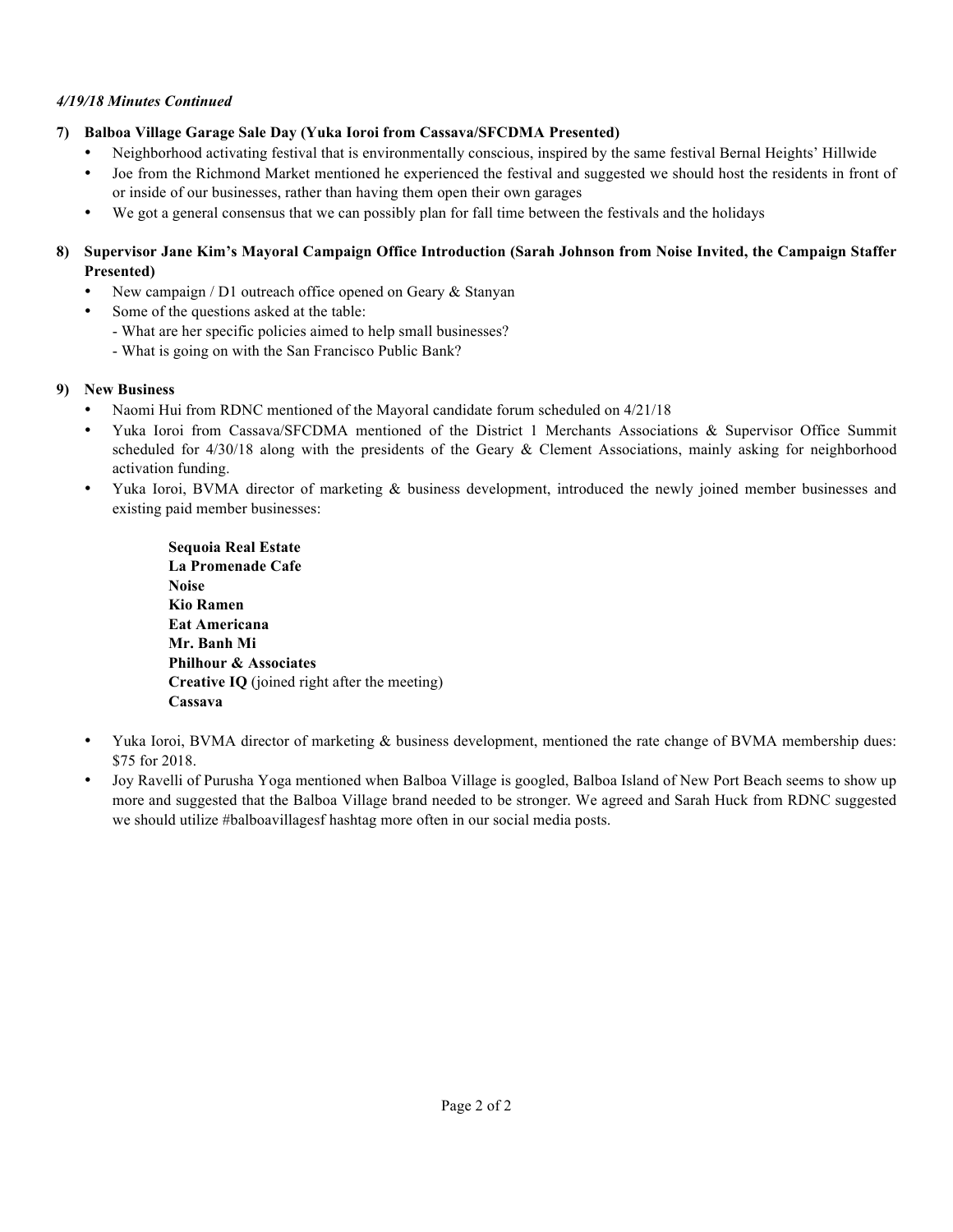*4/19/18 Minutes Continued*

7) **Balboa Village Garage Sale Day (Yuka Ioroi from Cassava/SFCDMA Presented)**
   - Neighborhood activating festival that is environmentally conscious, inspired by the same festival Bernal Heights' Hillwide
   - Joe from the Richmond Market mentioned he experienced the festival and suggested we should host the residents in front of or inside of our businesses, rather than having them open their own garages
   - We got a general consensus that we can possibly plan for fall time between the festivals and the holidays

8) **Supervisor Jane Kim's Mayoral Campaign Office Introduction (Sarah Johnson from Noise Invited, the Campaign Staffer Presented)**
   - New campaign / D1 outreach office opened on Geary & Stanyan
   - Some of the questions asked at the table:
     - What are her specific policies aimed to help small businesses?
     - What is going on with the San Francisco Public Bank?

9) **New Business**
   - Naomi Hui from RDNC mentioned of the Mayoral candidate forum scheduled on 4/21/18
   - Yuka Ioroi from Cassava/SFCDMA mentioned of the District 1 Merchants Associations & Supervisor Office Summit scheduled for 4/30/18 along with the presidents of the Geary & Clement Associations, mainly asking for neighborhood activation funding.
   - Yuka Ioroi, BVMA director of marketing & business development, introduced the newly joined member businesses and existing paid member businesses:

     **Sequoia Real Estate**
     **La Promenade Cafe**
     **Noise**
     **Kio Ramen**
     **Eat Americana**
     **Mr. Banh Mi**
     **Philhour & Associates**
     **Creative IQ** (joined right after the meeting)
     **Cassava**

   - Yuka Ioroi, BVMA director of marketing & business development, mentioned the rate change of BVMA membership dues: $75 for 2018.
   - Joy Ravelli of Purusha Yoga mentioned when Balboa Village is googled, Balboa Island of New Port Beach seems to show up more and suggested that the Balboa Village brand needed to be stronger. We agreed and Sarah Huck from RDNC suggested we should utilize #balboavillagesf hashtag more often in our social media posts.